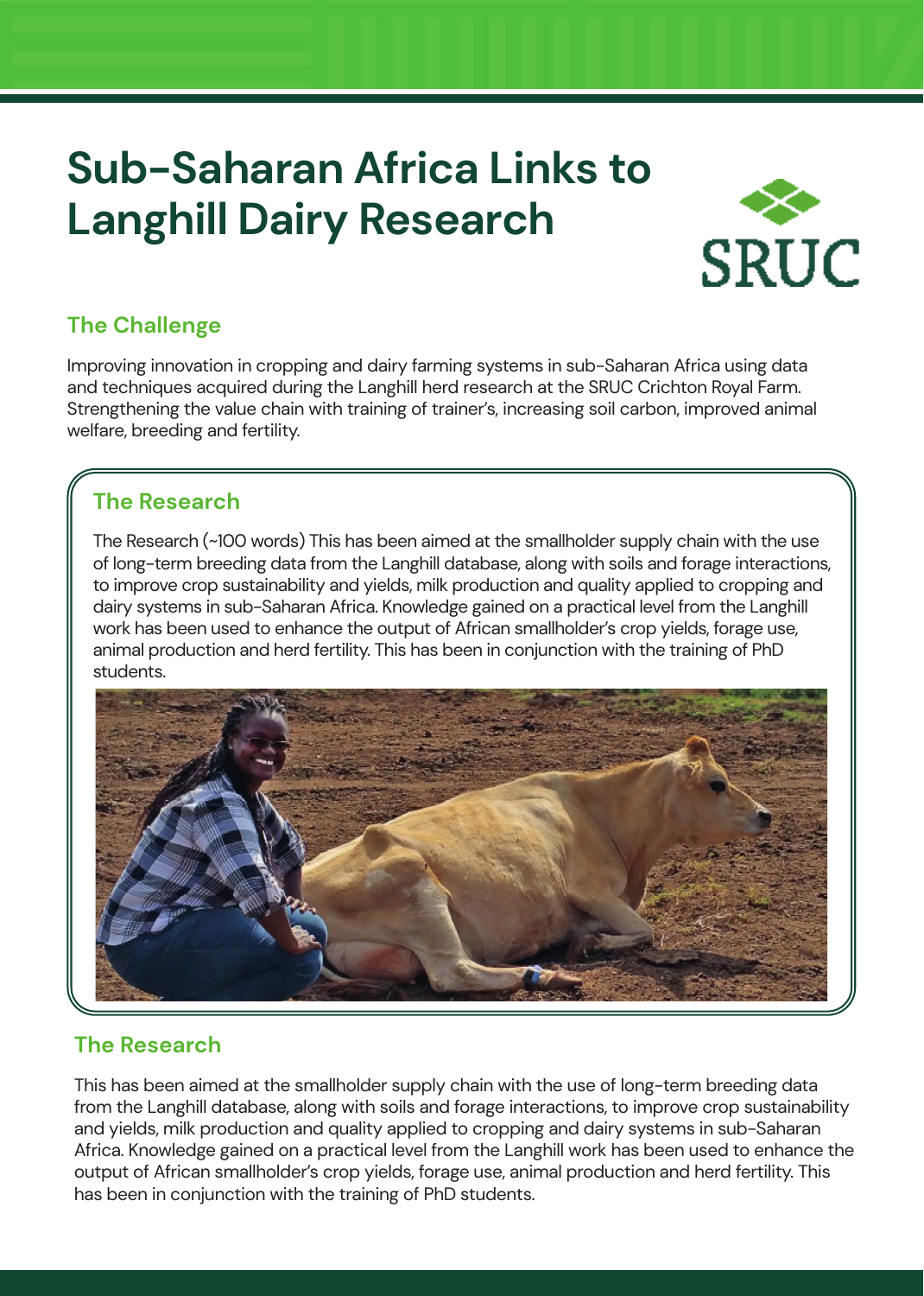# Sub-Saharan Africa Links to Langhill Dairy Research

SRUC

## The Challenge

Improving innovation in cropping and dairy farming systems in sub-Saharan Africa using data and techniques acquired during the Langhill herd research at the SRUC Crichton Royal Farm. Strengthening the value chain with training of trainer's, increasing soil carbon, improved animal welfare, breeding and fertility.

## The Research

The Research (~100 words) This has been aimed at the smallholder supply chain with the use of long-term breeding data from the Langhill database, along with soils and forage interactions, to improve crop sustainability and yields, milk production and quality applied to cropping and dairy systems in sub-Saharan Africa. Knowledge gained on a practical level from the Langhill work has been used to enhance the output of African smallholder's crop yields, forage use, animal production and herd fertility. This has been in conjunction with the training of PhD students.

## The Research

This has been aimed at the smallholder supply chain with the use of long-term breeding data from the Langhill database, along with soils and forage interactions, to improve crop sustainability and yields, milk production and quality applied to cropping and dairy systems in sub-Saharan Africa. Knowledge gained on a practical level from the Langhill work has been used to enhance the output of African smallholder's crop yields, forage use, animal production and herd fertility. This has been in conjunction with the training of PhD students.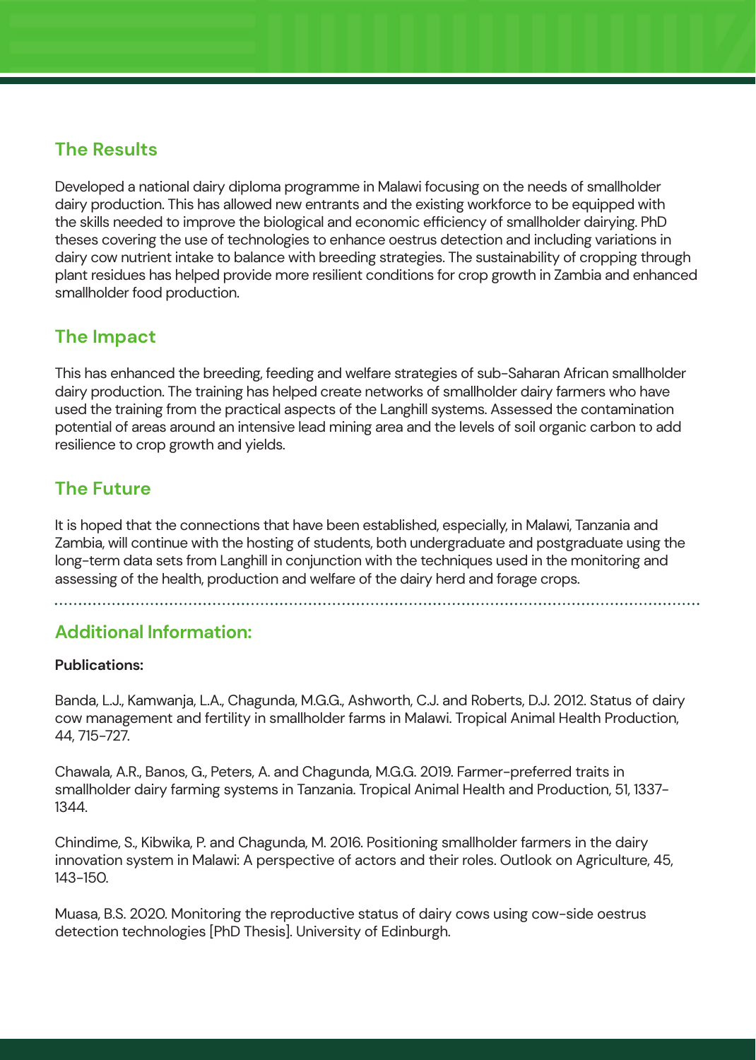## The Results

Developed a national dairy diploma programme in Malawi focusing on the needs of smallholder dairy production. This has allowed new entrants and the existing workforce to be equipped with the skills needed to improve the biological and economic efficiency of smallholder dairying. PhD theses covering the use of technologies to enhance oestrus detection and including variations in dairy cow nutrient intake to balance with breeding strategies. The sustainability of cropping through plant residues has helped provide more resilient conditions for crop growth in Zambia and enhanced smallholder food production.

## The Impact

This has enhanced the breeding, feeding and welfare strategies of sub-Saharan African smallholder dairy production. The training has helped create networks of smallholder dairy farmers who have used the training from the practical aspects of the Langhill systems. Assessed the contamination potential of areas around an intensive lead mining area and the levels of soil organic carbon to add resilience to crop growth and yields.

## The Future

It is hoped that the connections that have been established, especially, in Malawi, Tanzania and Zambia, will continue with the hosting of students, both undergraduate and postgraduate using the long-term data sets from Langhill in conjunction with the techniques used in the monitoring and assessing of the health, production and welfare of the dairy herd and forage crops.

---

## Additional Information:

**Publications:**

Banda, L.J., Kamwanja, L.A., Chagunda, M.G.G., Ashworth, C.J. and Roberts, D.J. 2012. Status of dairy cow management and fertility in smallholder farms in Malawi. Tropical Animal Health Production, 44, 715-727.

Chawala, A.R., Banos, G., Peters, A. and Chagunda, M.G.G. 2019. Farmer-preferred traits in smallholder dairy farming systems in Tanzania. Tropical Animal Health and Production, 51, 1337-1344.

Chindime, S., Kibwika, P. and Chagunda, M. 2016. Positioning smallholder farmers in the dairy innovation system in Malawi: A perspective of actors and their roles. Outlook on Agriculture, 45, 143-150.

Muasa, B.S. 2020. Monitoring the reproductive status of dairy cows using cow-side oestrus detection technologies [PhD Thesis]. University of Edinburgh.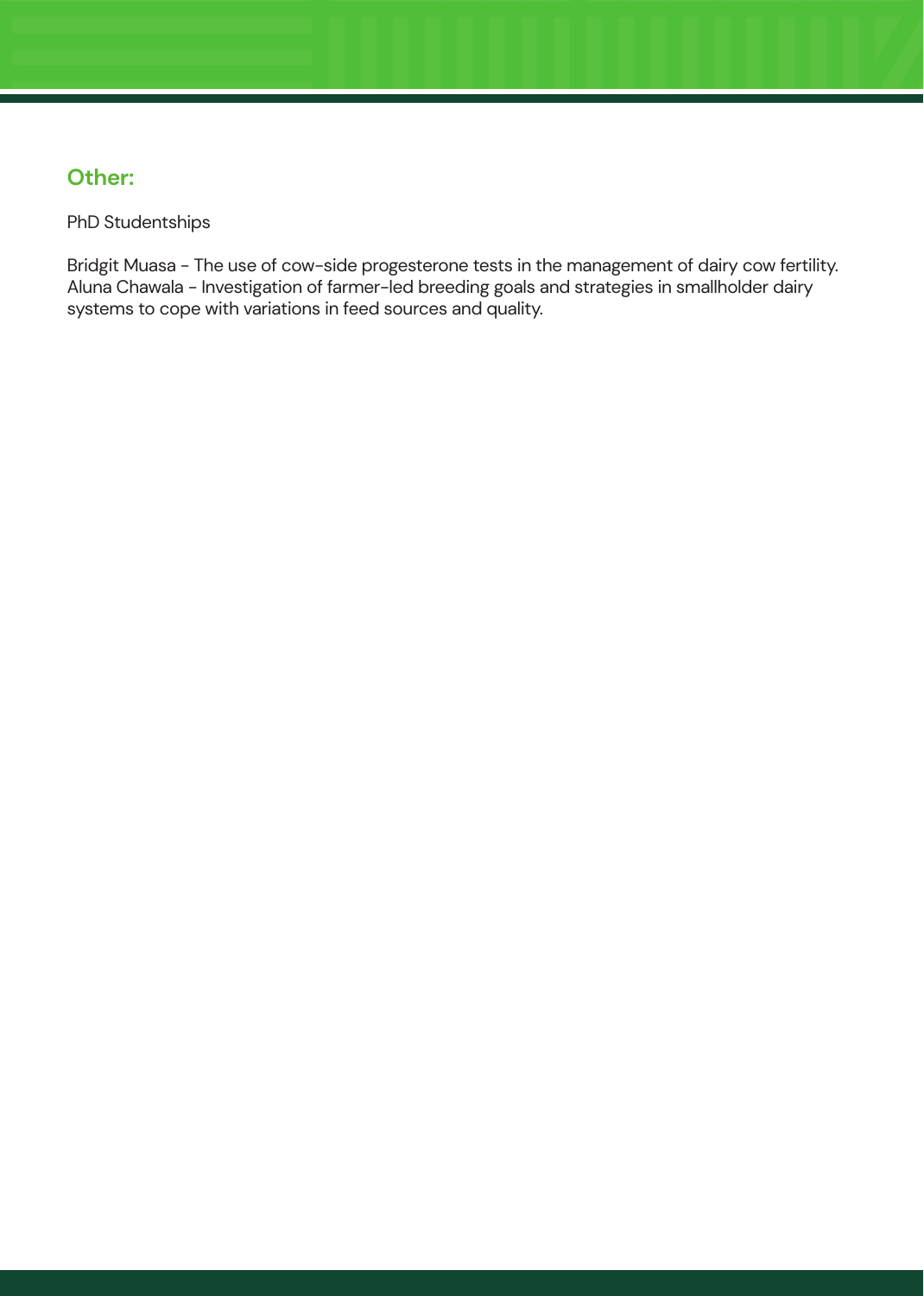## Other:

PhD Studentships

Bridgit Muasa - The use of cow-side progesterone tests in the management of dairy cow fertility.
Aluna Chawala - Investigation of farmer-led breeding goals and strategies in smallholder dairy systems to cope with variations in feed sources and quality.